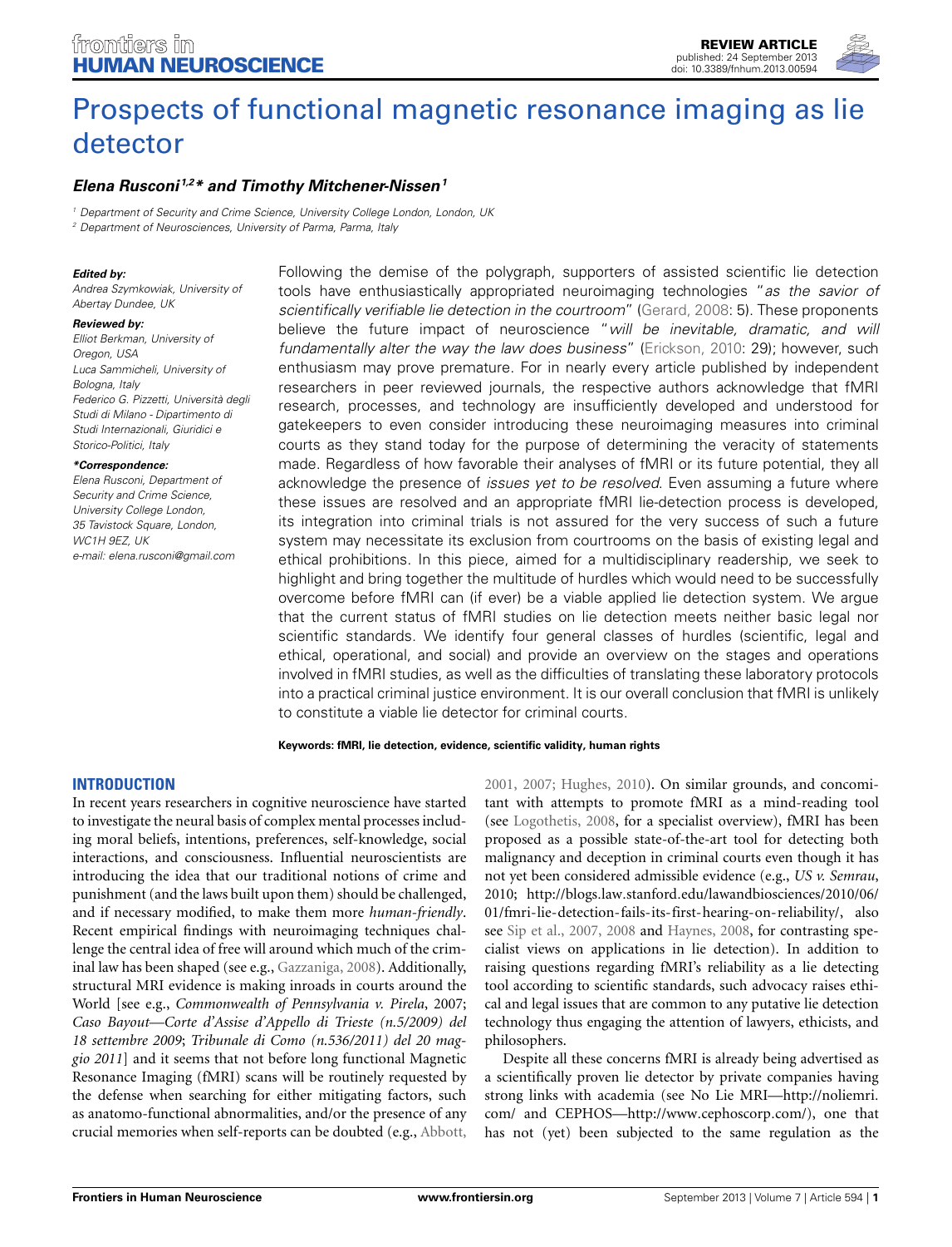REVIEW ARTICLE
published: 24 September 2013
doi: 10.3389/fnhum.2013.00594

# Prospects of functional magnetic resonance imaging as lie detector

***Elena Rusconi[1,2]\* and Timothy Mitchener-Nissen[1]***

[1] Department of Security and Crime Science, University College London, London, UK
[2] Department of Neurosciences, University of Parma, Parma, Italy

***Edited by:***
Andrea Szymkowiak, University of Abertay Dundee, UK

***Reviewed by:***
Elliot Berkman, University of Oregon, USA
Luca Sammicheli, University of Bologna, Italy
Federico G. Pizzetti, Università degli Studi di Milano - Dipartimento di Studi Internazionali, Giuridici e Storico-Politici, Italy

***\*Correspondence:***
Elena Rusconi, Department of Security and Crime Science, University College London, 35 Tavistock Square, London, WC1H 9EZ, UK
e-mail: elena.rusconi@gmail.com

Following the demise of the polygraph, supporters of assisted scientific lie detection tools have enthusiastically appropriated neuroimaging technologies "*as the savior of scientifically verifiable lie detection in the courtroom*" (Gerard, 2008: 5). These proponents believe the future impact of neuroscience "*will be inevitable, dramatic, and will fundamentally alter the way the law does business*" (Erickson, 2010: 29); however, such enthusiasm may prove premature. For in nearly every article published by independent researchers in peer reviewed journals, the respective authors acknowledge that fMRI research, processes, and technology are insufficiently developed and understood for gatekeepers to even consider introducing these neuroimaging measures into criminal courts as they stand today for the purpose of determining the veracity of statements made. Regardless of how favorable their analyses of fMRI or its future potential, they all acknowledge the presence of *issues yet to be resolved*. Even assuming a future where these issues are resolved and an appropriate fMRI lie-detection process is developed, its integration into criminal trials is not assured for the very success of such a future system may necessitate its exclusion from courtrooms on the basis of existing legal and ethical prohibitions. In this piece, aimed for a multidisciplinary readership, we seek to highlight and bring together the multitude of hurdles which would need to be successfully overcome before fMRI can (if ever) be a viable applied lie detection system. We argue that the current status of fMRI studies on lie detection meets neither basic legal nor scientific standards. We identify four general classes of hurdles (scientific, legal and ethical, operational, and social) and provide an overview on the stages and operations involved in fMRI studies, as well as the difficulties of translating these laboratory protocols into a practical criminal justice environment. It is our overall conclusion that fMRI is unlikely to constitute a viable lie detector for criminal courts.

**Keywords: fMRI, lie detection, evidence, scientific validity, human rights**

## INTRODUCTION

In recent years researchers in cognitive neuroscience have started to investigate the neural basis of complex mental processes including moral beliefs, intentions, preferences, self-knowledge, social interactions, and consciousness. Influential neuroscientists are introducing the idea that our traditional notions of crime and punishment (and the laws built upon them) should be challenged, and if necessary modified, to make them more *human-friendly*. Recent empirical findings with neuroimaging techniques challenge the central idea of free will around which much of the criminal law has been shaped (see e.g., Gazzaniga, 2008). Additionally, structural MRI evidence is making inroads in courts around the World [see e.g., *Commonwealth of Pennsylvania v. Pirela*, 2007; *Caso Bayout—Corte d'Assise d'Appello di Trieste (n.5/2009) del 18 settembre 2009*; *Tribunale di Como (n.536/2011) del 20 maggio 2011*] and it seems that not before long functional Magnetic Resonance Imaging (fMRI) scans will be routinely requested by the defense when searching for either mitigating factors, such as anatomo-functional abnormalities, and/or the presence of any crucial memories when self-reports can be doubted (e.g., Abbott, 2001, 2007; Hughes, 2010). On similar grounds, and concomitant with attempts to promote fMRI as a mind-reading tool (see Logothetis, 2008, for a specialist overview), fMRI has been proposed as a possible state-of-the-art tool for detecting both malignancy and deception in criminal courts even though it has not yet been considered admissible evidence (e.g., *US v. Semrau*, 2010; http://blogs.law.stanford.edu/lawandbiosciences/2010/06/01/fmri-lie-detection-fails-its-first-hearing-on-reliability/, also see Sip et al., 2007, 2008 and Haynes, 2008, for contrasting specialist views on applications in lie detection). In addition to raising questions regarding fMRI's reliability as a lie detecting tool according to scientific standards, such advocacy raises ethical and legal issues that are common to any putative lie detection technology thus engaging the attention of lawyers, ethicists, and philosophers.

Despite all these concerns fMRI is already being advertised as a scientifically proven lie detector by private companies having strong links with academia (see No Lie MRI—http://noliemri.com/ and CEPHOS—http://www.cephoscorp.com/), one that has not (yet) been subjected to the same regulation as the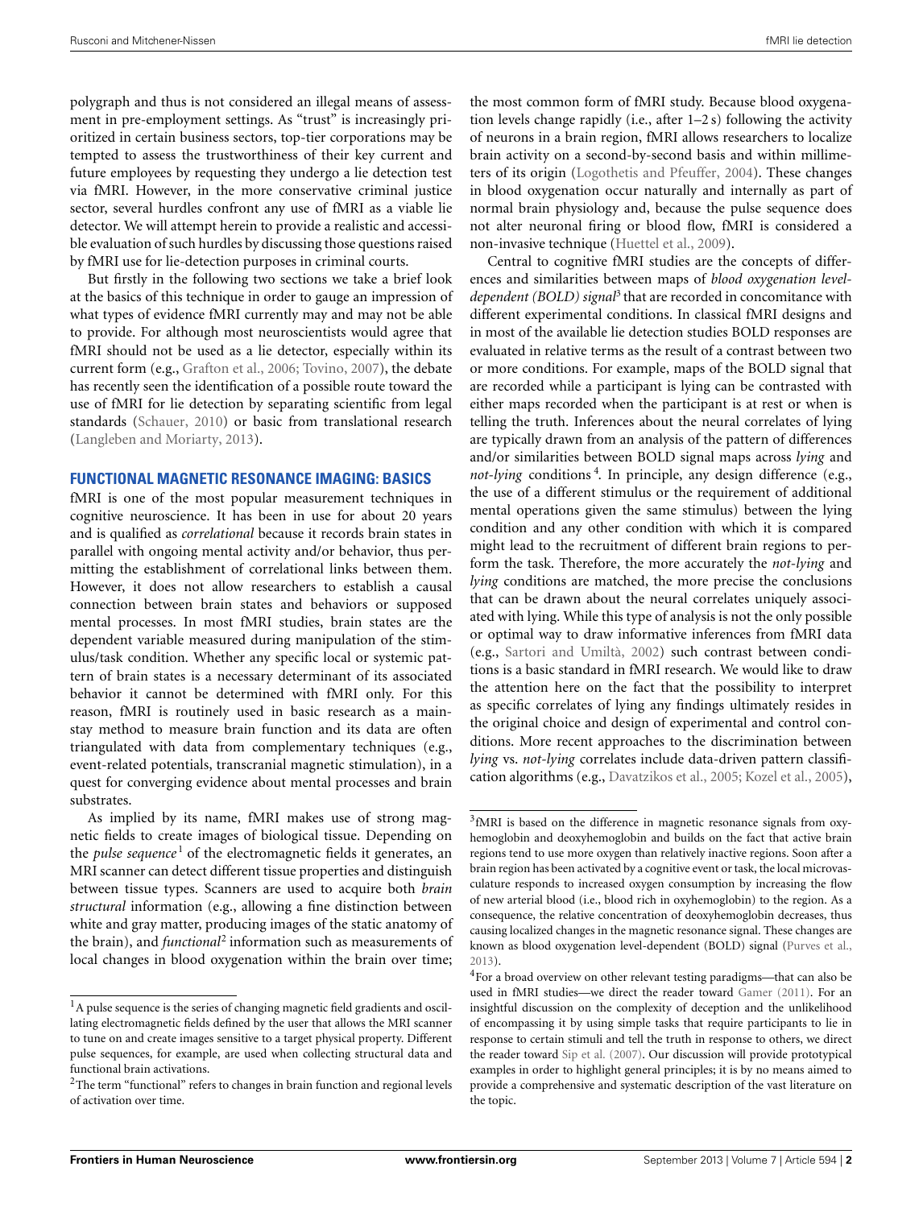polygraph and thus is not considered an illegal means of assessment in pre-employment settings. As "trust" is increasingly prioritized in certain business sectors, top-tier corporations may be tempted to assess the trustworthiness of their key current and future employees by requesting they undergo a lie detection test via fMRI. However, in the more conservative criminal justice sector, several hurdles confront any use of fMRI as a viable lie detector. We will attempt herein to provide a realistic and accessible evaluation of such hurdles by discussing those questions raised by fMRI use for lie-detection purposes in criminal courts.

But firstly in the following two sections we take a brief look at the basics of this technique in order to gauge an impression of what types of evidence fMRI currently may and may not be able to provide. For although most neuroscientists would agree that fMRI should not be used as a lie detector, especially within its current form (e.g., Grafton et al., 2006; Tovino, 2007), the debate has recently seen the identification of a possible route toward the use of fMRI for lie detection by separating scientific from legal standards (Schauer, 2010) or basic from translational research (Langleben and Moriarty, 2013).

## FUNCTIONAL MAGNETIC RESONANCE IMAGING: BASICS

fMRI is one of the most popular measurement techniques in cognitive neuroscience. It has been in use for about 20 years and is qualified as *correlational* because it records brain states in parallel with ongoing mental activity and/or behavior, thus permitting the establishment of correlational links between them. However, it does not allow researchers to establish a causal connection between brain states and behaviors or supposed mental processes. In most fMRI studies, brain states are the dependent variable measured during manipulation of the stimulus/task condition. Whether any specific local or systemic pattern of brain states is a necessary determinant of its associated behavior it cannot be determined with fMRI only. For this reason, fMRI is routinely used in basic research as a mainstay method to measure brain function and its data are often triangulated with data from complementary techniques (e.g., event-related potentials, transcranial magnetic stimulation), in a quest for converging evidence about mental processes and brain substrates.

As implied by its name, fMRI makes use of strong magnetic fields to create images of biological tissue. Depending on the *pulse sequence*[1] of the electromagnetic fields it generates, an MRI scanner can detect different tissue properties and distinguish between tissue types. Scanners are used to acquire both *brain structural* information (e.g., allowing a fine distinction between white and gray matter, producing images of the static anatomy of the brain), and *functional*[2] information such as measurements of local changes in blood oxygenation within the brain over time; the most common form of fMRI study. Because blood oxygenation levels change rapidly (i.e., after 1–2 s) following the activity of neurons in a brain region, fMRI allows researchers to localize brain activity on a second-by-second basis and within millimeters of its origin (Logothetis and Pfeuffer, 2004). These changes in blood oxygenation occur naturally and internally as part of normal brain physiology and, because the pulse sequence does not alter neuronal firing or blood flow, fMRI is considered a non-invasive technique (Huettel et al., 2009).

Central to cognitive fMRI studies are the concepts of differences and similarities between maps of *blood oxygenation level-dependent (BOLD) signal*[3] that are recorded in concomitance with different experimental conditions. In classical fMRI designs and in most of the available lie detection studies BOLD responses are evaluated in relative terms as the result of a contrast between two or more conditions. For example, maps of the BOLD signal that are recorded while a participant is lying can be contrasted with either maps recorded when the participant is at rest or when is telling the truth. Inferences about the neural correlates of lying are typically drawn from an analysis of the pattern of differences and/or similarities between BOLD signal maps across *lying* and *not-lying* conditions[4]. In principle, any design difference (e.g., the use of a different stimulus or the requirement of additional mental operations given the same stimulus) between the lying condition and any other condition with which it is compared might lead to the recruitment of different brain regions to perform the task. Therefore, the more accurately the *not-lying* and *lying* conditions are matched, the more precise the conclusions that can be drawn about the neural correlates uniquely associated with lying. While this type of analysis is not the only possible or optimal way to draw informative inferences from fMRI data (e.g., Sartori and Umiltà, 2002) such contrast between conditions is a basic standard in fMRI research. We would like to draw the attention here on the fact that the possibility to interpret as specific correlates of lying any findings ultimately resides in the original choice and design of experimental and control conditions. More recent approaches to the discrimination between *lying* vs. *not-lying* correlates include data-driven pattern classification algorithms (e.g., Davatzikos et al., 2005; Kozel et al., 2005),

---

[1] A pulse sequence is the series of changing magnetic field gradients and oscillating electromagnetic fields defined by the user that allows the MRI scanner to tune on and create images sensitive to a target physical property. Different pulse sequences, for example, are used when collecting structural data and functional brain activations.

[2] The term "functional" refers to changes in brain function and regional levels of activation over time.

[3] fMRI is based on the difference in magnetic resonance signals from oxyhemoglobin and deoxyhemoglobin and builds on the fact that active brain regions tend to use more oxygen than relatively inactive regions. Soon after a brain region has been activated by a cognitive event or task, the local microvasculature responds to increased oxygen consumption by increasing the flow of new arterial blood (i.e., blood rich in oxyhemoglobin) to the region. As a consequence, the relative concentration of deoxyhemoglobin decreases, thus causing localized changes in the magnetic resonance signal. These changes are known as blood oxygenation level-dependent (BOLD) signal (Purves et al., 2013).

[4] For a broad overview on other relevant testing paradigms—that can also be used in fMRI studies—we direct the reader toward Gamer (2011). For an insightful discussion on the complexity of deception and the unlikelihood of encompassing it by using simple tasks that require participants to lie in response to certain stimuli and tell the truth in response to others, we direct the reader toward Sip et al. (2007). Our discussion will provide prototypical examples in order to highlight general principles; it is by no means aimed to provide a comprehensive and systematic description of the vast literature on the topic.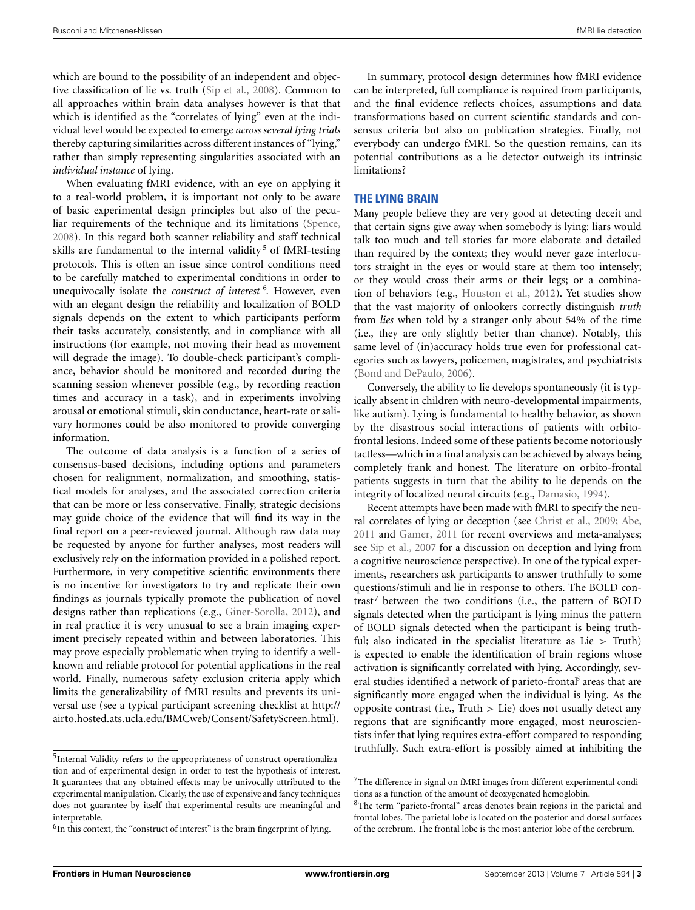which are bound to the possibility of an independent and objective classification of lie vs. truth (Sip et al., 2008). Common to all approaches within brain data analyses however is that that which is identified as the "correlates of lying" even at the individual level would be expected to emerge *across several lying trials* thereby capturing similarities across different instances of "lying," rather than simply representing singularities associated with an *individual instance* of lying.

When evaluating fMRI evidence, with an eye on applying it to a real-world problem, it is important not only to be aware of basic experimental design principles but also of the peculiar requirements of the technique and its limitations (Spence, 2008). In this regard both scanner reliability and staff technical skills are fundamental to the internal validity[5] of fMRI-testing protocols. This is often an issue since control conditions need to be carefully matched to experimental conditions in order to unequivocally isolate the *construct of interest*[6]. However, even with an elegant design the reliability and localization of BOLD signals depends on the extent to which participants perform their tasks accurately, consistently, and in compliance with all instructions (for example, not moving their head as movement will degrade the image). To double-check participant's compliance, behavior should be monitored and recorded during the scanning session whenever possible (e.g., by recording reaction times and accuracy in a task), and in experiments involving arousal or emotional stimuli, skin conductance, heart-rate or salivary hormones could be also monitored to provide converging information.

The outcome of data analysis is a function of a series of consensus-based decisions, including options and parameters chosen for realignment, normalization, and smoothing, statistical models for analyses, and the associated correction criteria that can be more or less conservative. Finally, strategic decisions may guide choice of the evidence that will find its way in the final report on a peer-reviewed journal. Although raw data may be requested by anyone for further analyses, most readers will exclusively rely on the information provided in a polished report. Furthermore, in very competitive scientific environments there is no incentive for investigators to try and replicate their own findings as journals typically promote the publication of novel designs rather than replications (e.g., Giner-Sorolla, 2012), and in real practice it is very unusual to see a brain imaging experiment precisely repeated within and between laboratories. This may prove especially problematic when trying to identify a well-known and reliable protocol for potential applications in the real world. Finally, numerous safety exclusion criteria apply which limits the generalizability of fMRI results and prevents its universal use (see a typical participant screening checklist at http://airto.hosted.ats.ucla.edu/BMCweb/Consent/SafetyScreen.html).

In summary, protocol design determines how fMRI evidence can be interpreted, full compliance is required from participants, and the final evidence reflects choices, assumptions and data transformations based on current scientific standards and consensus criteria but also on publication strategies. Finally, not everybody can undergo fMRI. So the question remains, can its potential contributions as a lie detector outweigh its intrinsic limitations?

## THE LYING BRAIN

Many people believe they are very good at detecting deceit and that certain signs give away when somebody is lying: liars would talk too much and tell stories far more elaborate and detailed than required by the context; they would never gaze interlocutors straight in the eyes or would stare at them too intensely; or they would cross their arms or their legs; or a combination of behaviors (e.g., Houston et al., 2012). Yet studies show that the vast majority of onlookers correctly distinguish *truth* from *lies* when told by a stranger only about 54% of the time (i.e., they are only slightly better than chance). Notably, this same level of (in)accuracy holds true even for professional categories such as lawyers, policemen, magistrates, and psychiatrists (Bond and DePaulo, 2006).

Conversely, the ability to lie develops spontaneously (it is typically absent in children with neuro-developmental impairments, like autism). Lying is fundamental to healthy behavior, as shown by the disastrous social interactions of patients with orbito-frontal lesions. Indeed some of these patients become notoriously tactless—which in a final analysis can be achieved by always being completely frank and honest. The literature on orbito-frontal patients suggests in turn that the ability to lie depends on the integrity of localized neural circuits (e.g., Damasio, 1994).

Recent attempts have been made with fMRI to specify the neural correlates of lying or deception (see Christ et al., 2009; Abe, 2011 and Gamer, 2011 for recent overviews and meta-analyses; see Sip et al., 2007 for a discussion on deception and lying from a cognitive neuroscience perspective). In one of the typical experiments, researchers ask participants to answer truthfully to some questions/stimuli and lie in response to others. The BOLD contrast[7] between the two conditions (i.e., the pattern of BOLD signals detected when the participant is lying minus the pattern of BOLD signals detected when the participant is being truthful; also indicated in the specialist literature as Lie > Truth) is expected to enable the identification of brain regions whose activation is significantly correlated with lying. Accordingly, several studies identified a network of parieto-frontal[8] areas that are significantly more engaged when the individual is lying. As the opposite contrast (i.e., Truth > Lie) does not usually detect any regions that are significantly more engaged, most neuroscientists infer that lying requires extra-effort compared to responding truthfully. Such extra-effort is possibly aimed at inhibiting the

---

[5] Internal Validity refers to the appropriateness of construct operationalization and of experimental design in order to test the hypothesis of interest. It guarantees that any obtained effects may be univocally attributed to the experimental manipulation. Clearly, the use of expensive and fancy techniques does not guarantee by itself that experimental results are meaningful and interpretable.

[6] In this context, the "construct of interest" is the brain fingerprint of lying.

[7] The difference in signal on fMRI images from different experimental conditions as a function of the amount of deoxygenated hemoglobin.

[8] The term "parieto-frontal" areas denotes brain regions in the parietal and frontal lobes. The parietal lobe is located on the posterior and dorsal surfaces of the cerebrum. The frontal lobe is the most anterior lobe of the cerebrum.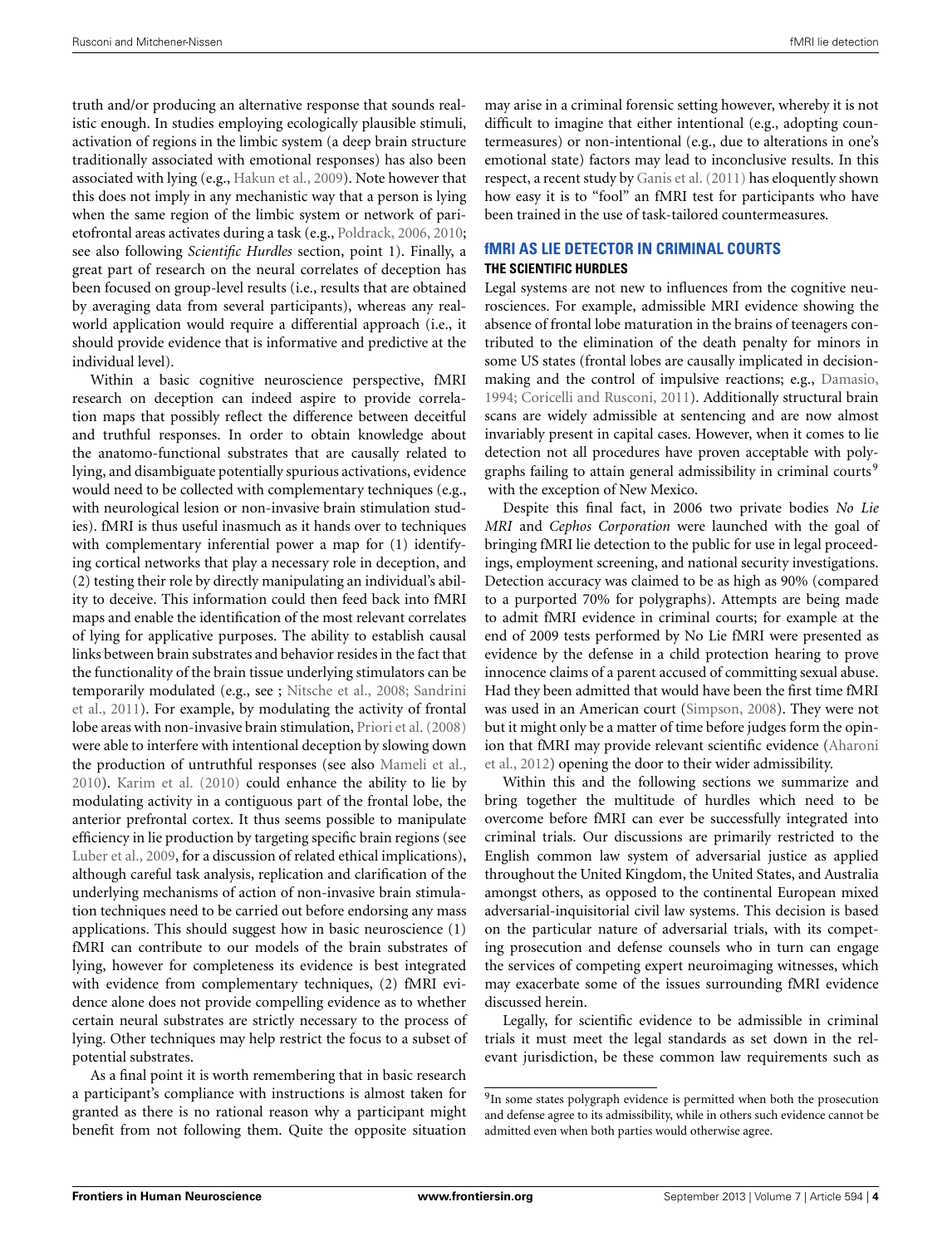truth and/or producing an alternative response that sounds realistic enough. In studies employing ecologically plausible stimuli, activation of regions in the limbic system (a deep brain structure traditionally associated with emotional responses) has also been associated with lying (e.g., Hakun et al., 2009). Note however that this does not imply in any mechanistic way that a person is lying when the same region of the limbic system or network of parietofrontal areas activates during a task (e.g., Poldrack, 2006, 2010; see also following *Scientific Hurdles* section, point 1). Finally, a great part of research on the neural correlates of deception has been focused on group-level results (i.e., results that are obtained by averaging data from several participants), whereas any real-world application would require a differential approach (i.e., it should provide evidence that is informative and predictive at the individual level).

Within a basic cognitive neuroscience perspective, fMRI research on deception can indeed aspire to provide correlation maps that possibly reflect the difference between deceitful and truthful responses. In order to obtain knowledge about the anatomo-functional substrates that are causally related to lying, and disambiguate potentially spurious activations, evidence would need to be collected with complementary techniques (e.g., with neurological lesion or non-invasive brain stimulation studies). fMRI is thus useful inasmuch as it hands over to techniques with complementary inferential power a map for (1) identifying cortical networks that play a necessary role in deception, and (2) testing their role by directly manipulating an individual's ability to deceive. This information could then feed back into fMRI maps and enable the identification of the most relevant correlates of lying for applicative purposes. The ability to establish causal links between brain substrates and behavior resides in the fact that the functionality of the brain tissue underlying stimulators can be temporarily modulated (e.g., see ; Nitsche et al., 2008; Sandrini et al., 2011). For example, by modulating the activity of frontal lobe areas with non-invasive brain stimulation, Priori et al. (2008) were able to interfere with intentional deception by slowing down the production of untruthful responses (see also Mameli et al., 2010). Karim et al. (2010) could enhance the ability to lie by modulating activity in a contiguous part of the frontal lobe, the anterior prefrontal cortex. It thus seems possible to manipulate efficiency in lie production by targeting specific brain regions (see Luber et al., 2009, for a discussion of related ethical implications), although careful task analysis, replication and clarification of the underlying mechanisms of action of non-invasive brain stimulation techniques need to be carried out before endorsing any mass applications. This should suggest how in basic neuroscience (1) fMRI can contribute to our models of the brain substrates of lying, however for completeness its evidence is best integrated with evidence from complementary techniques, (2) fMRI evidence alone does not provide compelling evidence as to whether certain neural substrates are strictly necessary to the process of lying. Other techniques may help restrict the focus to a subset of potential substrates.

As a final point it is worth remembering that in basic research a participant's compliance with instructions is almost taken for granted as there is no rational reason why a participant might benefit from not following them. Quite the opposite situation may arise in a criminal forensic setting however, whereby it is not difficult to imagine that either intentional (e.g., adopting countermeasures) or non-intentional (e.g., due to alterations in one's emotional state) factors may lead to inconclusive results. In this respect, a recent study by Ganis et al. (2011) has eloquently shown how easy it is to "fool" an fMRI test for participants who have been trained in the use of task-tailored countermeasures.

## fMRI AS LIE DETECTOR IN CRIMINAL COURTS

### THE SCIENTIFIC HURDLES

Legal systems are not new to influences from the cognitive neurosciences. For example, admissible MRI evidence showing the absence of frontal lobe maturation in the brains of teenagers contributed to the elimination of the death penalty for minors in some US states (frontal lobes are causally implicated in decision-making and the control of impulsive reactions; e.g., Damasio, 1994; Coricelli and Rusconi, 2011). Additionally structural brain scans are widely admissible at sentencing and are now almost invariably present in capital cases. However, when it comes to lie detection not all procedures have proven acceptable with polygraphs failing to attain general admissibility in criminal courts[9] with the exception of New Mexico.

Despite this final fact, in 2006 two private bodies *No Lie MRI* and *Cephos Corporation* were launched with the goal of bringing fMRI lie detection to the public for use in legal proceedings, employment screening, and national security investigations. Detection accuracy was claimed to be as high as 90% (compared to a purported 70% for polygraphs). Attempts are being made to admit fMRI evidence in criminal courts; for example at the end of 2009 tests performed by No Lie fMRI were presented as evidence by the defense in a child protection hearing to prove innocence claims of a parent accused of committing sexual abuse. Had they been admitted that would have been the first time fMRI was used in an American court (Simpson, 2008). They were not but it might only be a matter of time before judges form the opinion that fMRI may provide relevant scientific evidence (Aharoni et al., 2012) opening the door to their wider admissibility.

Within this and the following sections we summarize and bring together the multitude of hurdles which need to be overcome before fMRI can ever be successfully integrated into criminal trials. Our discussions are primarily restricted to the English common law system of adversarial justice as applied throughout the United Kingdom, the United States, and Australia amongst others, as opposed to the continental European mixed adversarial-inquisitorial civil law systems. This decision is based on the particular nature of adversarial trials, with its competing prosecution and defense counsels who in turn can engage the services of competing expert neuroimaging witnesses, which may exacerbate some of the issues surrounding fMRI evidence discussed herein.

Legally, for scientific evidence to be admissible in criminal trials it must meet the legal standards as set down in the relevant jurisdiction, be these common law requirements such as

[9]In some states polygraph evidence is permitted when both the prosecution and defense agree to its admissibility, while in others such evidence cannot be admitted even when both parties would otherwise agree.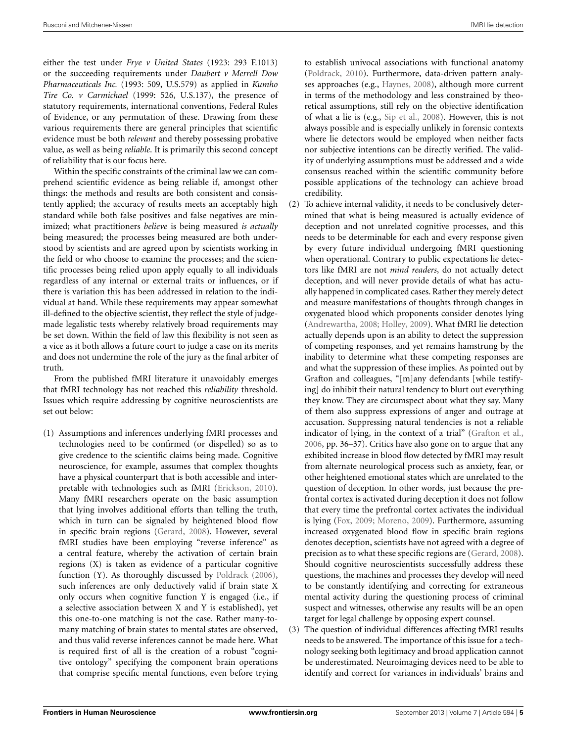either the test under *Frye v United States* (1923: 293 F.1013) or the succeeding requirements under *Daubert v Merrell Dow Pharmaceuticals Inc.* (1993: 509, U.S.579) as applied in *Kumho Tire Co. v Carmichael* (1999: 526, U.S.137), the presence of statutory requirements, international conventions, Federal Rules of Evidence, or any permutation of these. Drawing from these various requirements there are general principles that scientific evidence must be both *relevant* and thereby possessing probative value, as well as being *reliable*. It is primarily this second concept of reliability that is our focus here.

Within the specific constraints of the criminal law we can comprehend scientific evidence as being reliable if, amongst other things: the methods and results are both consistent and consistently applied; the accuracy of results meets an acceptably high standard while both false positives and false negatives are minimized; what practitioners *believe* is being measured *is actually* being measured; the processes being measured are both understood by scientists and are agreed upon by scientists working in the field or who choose to examine the processes; and the scientific processes being relied upon apply equally to all individuals regardless of any internal or external traits or influences, or if there is variation this has been addressed in relation to the individual at hand. While these requirements may appear somewhat ill-defined to the objective scientist, they reflect the style of judge-made legalistic tests whereby relatively broad requirements may be set down. Within the field of law this flexibility is not seen as a vice as it both allows a future court to judge a case on its merits and does not undermine the role of the jury as the final arbiter of truth.

From the published fMRI literature it unavoidably emerges that fMRI technology has not reached this *reliability* threshold. Issues which require addressing by cognitive neuroscientists are set out below:

(1) Assumptions and inferences underlying fMRI processes and technologies need to be confirmed (or dispelled) so as to give credence to the scientific claims being made. Cognitive neuroscience, for example, assumes that complex thoughts have a physical counterpart that is both accessible and interpretable with technologies such as fMRI (Erickson, 2010). Many fMRI researchers operate on the basic assumption that lying involves additional efforts than telling the truth, which in turn can be signaled by heightened blood flow in specific brain regions (Gerard, 2008). However, several fMRI studies have been employing "reverse inference" as a central feature, whereby the activation of certain brain regions (X) is taken as evidence of a particular cognitive function (Y). As thoroughly discussed by Poldrack (2006), such inferences are only deductively valid if brain state X only occurs when cognitive function Y is engaged (i.e., if a selective association between X and Y is established), yet this one-to-one matching is not the case. Rather many-to-many matching of brain states to mental states are observed, and thus valid reverse inferences cannot be made here. What is required first of all is the creation of a robust "cognitive ontology" specifying the component brain operations that comprise specific mental functions, even before trying to establish univocal associations with functional anatomy (Poldrack, 2010). Furthermore, data-driven pattern analyses approaches (e.g., Haynes, 2008), although more current in terms of the methodology and less constrained by theoretical assumptions, still rely on the objective identification of what a lie is (e.g., Sip et al., 2008). However, this is not always possible and is especially unlikely in forensic contexts where lie detectors would be employed when neither facts nor subjective intentions can be directly verified. The validity of underlying assumptions must be addressed and a wide consensus reached within the scientific community before possible applications of the technology can achieve broad credibility.

(2) To achieve internal validity, it needs to be conclusively determined that what is being measured is actually evidence of deception and not unrelated cognitive processes, and this needs to be determinable for each and every response given by every future individual undergoing fMRI questioning when operational. Contrary to public expectations lie detectors like fMRI are not *mind readers*, do not actually detect deception, and will never provide details of what has actually happened in complicated cases. Rather they merely detect and measure manifestations of thoughts through changes in oxygenated blood which proponents consider denotes lying (Andrewartha, 2008; Holley, 2009). What fMRI lie detection actually depends upon is an ability to detect the suppression of competing responses, and yet remains hamstrung by the inability to determine what these competing responses are and what the suppression of these implies. As pointed out by Grafton and colleagues, "[m]any defendants [while testifying] do inhibit their natural tendency to blurt out everything they know. They are circumspect about what they say. Many of them also suppress expressions of anger and outrage at accusation. Suppressing natural tendencies is not a reliable indicator of lying, in the context of a trial" (Grafton et al., 2006, pp. 36–37). Critics have also gone on to argue that any exhibited increase in blood flow detected by fMRI may result from alternate neurological process such as anxiety, fear, or other heightened emotional states which are unrelated to the question of deception. In other words, just because the prefrontal cortex is activated during deception it does not follow that every time the prefrontal cortex activates the individual is lying (Fox, 2009; Moreno, 2009). Furthermore, assuming increased oxygenated blood flow in specific brain regions denotes deception, scientists have not agreed with a degree of precision as to what these specific regions are (Gerard, 2008). Should cognitive neuroscientists successfully address these questions, the machines and processes they develop will need to be constantly identifying and correcting for extraneous mental activity during the questioning process of criminal suspect and witnesses, otherwise any results will be an open target for legal challenge by opposing expert counsel.

(3) The question of individual differences affecting fMRI results needs to be answered. The importance of this issue for a technology seeking both legitimacy and broad application cannot be underestimated. Neuroimaging devices need to be able to identify and correct for variances in individuals' brains and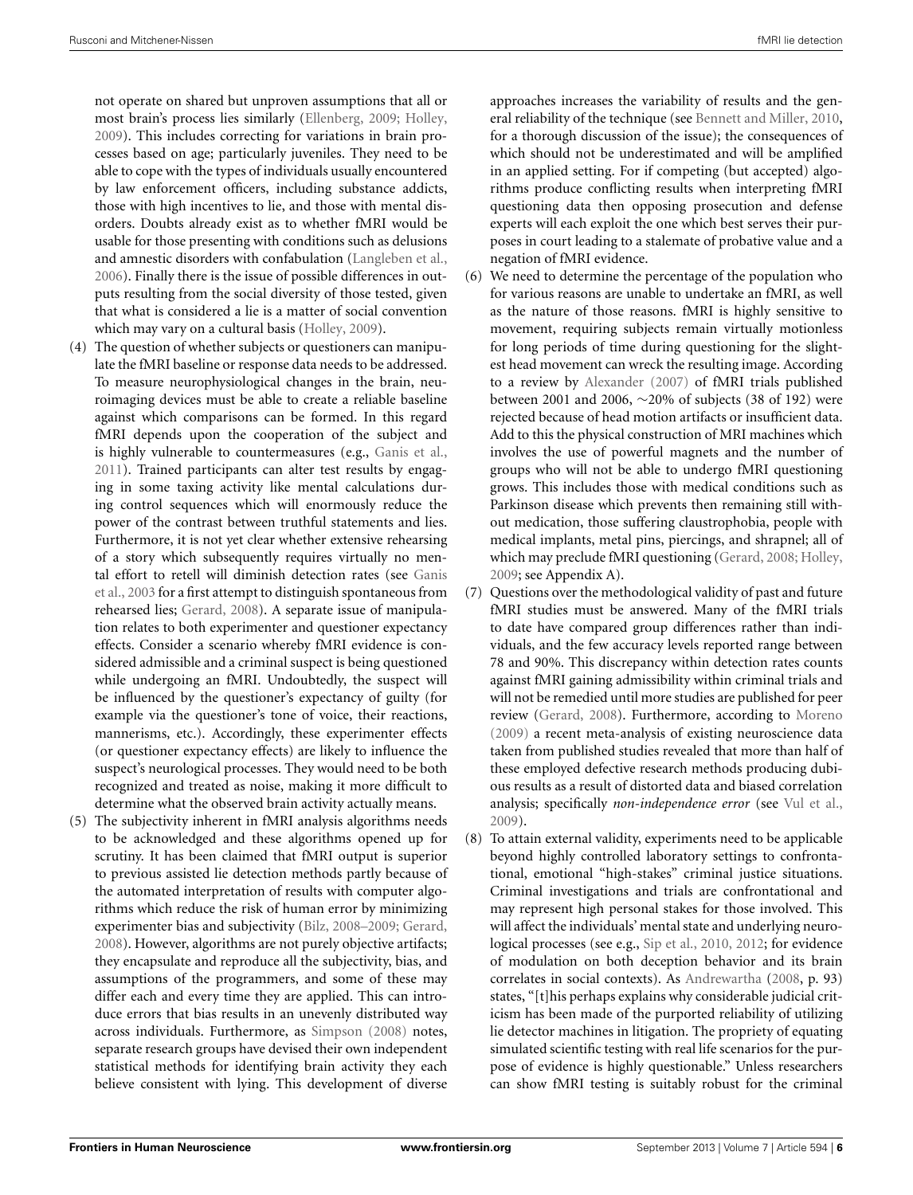not operate on shared but unproven assumptions that all or most brain's process lies similarly (Ellenberg, 2009; Holley, 2009). This includes correcting for variations in brain processes based on age; particularly juveniles. They need to be able to cope with the types of individuals usually encountered by law enforcement officers, including substance addicts, those with high incentives to lie, and those with mental disorders. Doubts already exist as to whether fMRI would be usable for those presenting with conditions such as delusions and amnestic disorders with confabulation (Langleben et al., 2006). Finally there is the issue of possible differences in outputs resulting from the social diversity of those tested, given that what is considered a lie is a matter of social convention which may vary on a cultural basis (Holley, 2009).

(4) The question of whether subjects or questioners can manipulate the fMRI baseline or response data needs to be addressed. To measure neurophysiological changes in the brain, neuroimaging devices must be able to create a reliable baseline against which comparisons can be formed. In this regard fMRI depends upon the cooperation of the subject and is highly vulnerable to countermeasures (e.g., Ganis et al., 2011). Trained participants can alter test results by engaging in some taxing activity like mental calculations during control sequences which will enormously reduce the power of the contrast between truthful statements and lies. Furthermore, it is not yet clear whether extensive rehearsing of a story which subsequently requires virtually no mental effort to retell will diminish detection rates (see Ganis et al., 2003 for a first attempt to distinguish spontaneous from rehearsed lies; Gerard, 2008). A separate issue of manipulation relates to both experimenter and questioner expectancy effects. Consider a scenario whereby fMRI evidence is considered admissible and a criminal suspect is being questioned while undergoing an fMRI. Undoubtedly, the suspect will be influenced by the questioner's expectancy of guilty (for example via the questioner's tone of voice, their reactions, mannerisms, etc.). Accordingly, these experimenter effects (or questioner expectancy effects) are likely to influence the suspect's neurological processes. They would need to be both recognized and treated as noise, making it more difficult to determine what the observed brain activity actually means.

(5) The subjectivity inherent in fMRI analysis algorithms needs to be acknowledged and these algorithms opened up for scrutiny. It has been claimed that fMRI output is superior to previous assisted lie detection methods partly because of the automated interpretation of results with computer algorithms which reduce the risk of human error by minimizing experimenter bias and subjectivity (Bilz, 2008–2009; Gerard, 2008). However, algorithms are not purely objective artifacts; they encapsulate and reproduce all the subjectivity, bias, and assumptions of the programmers, and some of these may differ each and every time they are applied. This can introduce errors that bias results in an unevenly distributed way across individuals. Furthermore, as Simpson (2008) notes, separate research groups have devised their own independent statistical methods for identifying brain activity they each believe consistent with lying. This development of diverse approaches increases the variability of results and the general reliability of the technique (see Bennett and Miller, 2010, for a thorough discussion of the issue); the consequences of which should not be underestimated and will be amplified in an applied setting. For if competing (but accepted) algorithms produce conflicting results when interpreting fMRI questioning data then opposing prosecution and defense experts will each exploit the one which best serves their purposes in court leading to a stalemate of probative value and a negation of fMRI evidence.

(6) We need to determine the percentage of the population who for various reasons are unable to undertake an fMRI, as well as the nature of those reasons. fMRI is highly sensitive to movement, requiring subjects remain virtually motionless for long periods of time during questioning for the slightest head movement can wreck the resulting image. According to a review by Alexander (2007) of fMRI trials published between 2001 and 2006, ~20% of subjects (38 of 192) were rejected because of head motion artifacts or insufficient data. Add to this the physical construction of MRI machines which involves the use of powerful magnets and the number of groups who will not be able to undergo fMRI questioning grows. This includes those with medical conditions such as Parkinson disease which prevents then remaining still without medication, those suffering claustrophobia, people with medical implants, metal pins, piercings, and shrapnel; all of which may preclude fMRI questioning (Gerard, 2008; Holley, 2009; see Appendix A).

(7) Questions over the methodological validity of past and future fMRI studies must be answered. Many of the fMRI trials to date have compared group differences rather than individuals, and the few accuracy levels reported range between 78 and 90%. This discrepancy within detection rates counts against fMRI gaining admissibility within criminal trials and will not be remedied until more studies are published for peer review (Gerard, 2008). Furthermore, according to Moreno (2009) a recent meta-analysis of existing neuroscience data taken from published studies revealed that more than half of these employed defective research methods producing dubious results as a result of distorted data and biased correlation analysis; specifically *non-independence error* (see Vul et al., 2009).

(8) To attain external validity, experiments need to be applicable beyond highly controlled laboratory settings to confrontational, emotional "high-stakes" criminal justice situations. Criminal investigations and trials are confrontational and may represent high personal stakes for those involved. This will affect the individuals' mental state and underlying neurological processes (see e.g., Sip et al., 2010, 2012; for evidence of modulation on both deception behavior and its brain correlates in social contexts). As Andrewartha (2008, p. 93) states, "[t]his perhaps explains why considerable judicial criticism has been made of the purported reliability of utilizing lie detector machines in litigation. The propriety of equating simulated scientific testing with real life scenarios for the purpose of evidence is highly questionable." Unless researchers can show fMRI testing is suitably robust for the criminal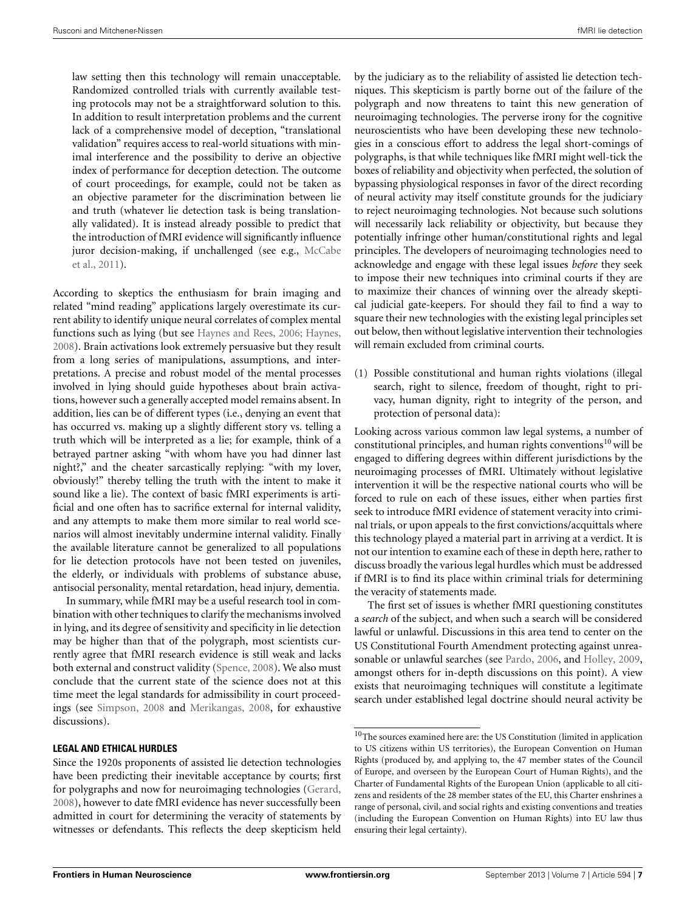law setting then this technology will remain unacceptable. Randomized controlled trials with currently available testing protocols may not be a straightforward solution to this. In addition to result interpretation problems and the current lack of a comprehensive model of deception, "translational validation" requires access to real-world situations with minimal interference and the possibility to derive an objective index of performance for deception detection. The outcome of court proceedings, for example, could not be taken as an objective parameter for the discrimination between lie and truth (whatever lie detection task is being translationally validated). It is instead already possible to predict that the introduction of fMRI evidence will significantly influence juror decision-making, if unchallenged (see e.g., McCabe et al., 2011).

According to skeptics the enthusiasm for brain imaging and related "mind reading" applications largely overestimate its current ability to identify unique neural correlates of complex mental functions such as lying (but see Haynes and Rees, 2006; Haynes, 2008). Brain activations look extremely persuasive but they result from a long series of manipulations, assumptions, and interpretations. A precise and robust model of the mental processes involved in lying should guide hypotheses about brain activations, however such a generally accepted model remains absent. In addition, lies can be of different types (i.e., denying an event that has occurred vs. making up a slightly different story vs. telling a truth which will be interpreted as a lie; for example, think of a betrayed partner asking "with whom have you had dinner last night?," and the cheater sarcastically replying: "with my lover, obviously!" thereby telling the truth with the intent to make it sound like a lie). The context of basic fMRI experiments is artificial and one often has to sacrifice external for internal validity, and any attempts to make them more similar to real world scenarios will almost inevitably undermine internal validity. Finally the available literature cannot be generalized to all populations for lie detection protocols have not been tested on juveniles, the elderly, or individuals with problems of substance abuse, antisocial personality, mental retardation, head injury, dementia.

In summary, while fMRI may be a useful research tool in combination with other techniques to clarify the mechanisms involved in lying, and its degree of sensitivity and specificity in lie detection may be higher than that of the polygraph, most scientists currently agree that fMRI research evidence is still weak and lacks both external and construct validity (Spence, 2008). We also must conclude that the current state of the science does not at this time meet the legal standards for admissibility in court proceedings (see Simpson, 2008 and Merikangas, 2008, for exhaustive discussions).

## LEGAL AND ETHICAL HURDLES

Since the 1920s proponents of assisted lie detection technologies have been predicting their inevitable acceptance by courts; first for polygraphs and now for neuroimaging technologies (Gerard, 2008), however to date fMRI evidence has never successfully been admitted in court for determining the veracity of statements by witnesses or defendants. This reflects the deep skepticism held by the judiciary as to the reliability of assisted lie detection techniques. This skepticism is partly borne out of the failure of the polygraph and now threatens to taint this new generation of neuroimaging technologies. The perverse irony for the cognitive neuroscientists who have been developing these new technologies in a conscious effort to address the legal short-comings of polygraphs, is that while techniques like fMRI might well-tick the boxes of reliability and objectivity when perfected, the solution of bypassing physiological responses in favor of the direct recording of neural activity may itself constitute grounds for the judiciary to reject neuroimaging technologies. Not because such solutions will necessarily lack reliability or objectivity, but because they potentially infringe other human/constitutional rights and legal principles. The developers of neuroimaging technologies need to acknowledge and engage with these legal issues *before* they seek to impose their new techniques into criminal courts if they are to maximize their chances of winning over the already skeptical judicial gate-keepers. For should they fail to find a way to square their new technologies with the existing legal principles set out below, then without legislative intervention their technologies will remain excluded from criminal courts.

(1) Possible constitutional and human rights violations (illegal search, right to silence, freedom of thought, right to privacy, human dignity, right to integrity of the person, and protection of personal data):

Looking across various common law legal systems, a number of constitutional principles, and human rights conventions[10] will be engaged to differing degrees within different jurisdictions by the neuroimaging processes of fMRI. Ultimately without legislative intervention it will be the respective national courts who will be forced to rule on each of these issues, either when parties first seek to introduce fMRI evidence of statement veracity into criminal trials, or upon appeals to the first convictions/acquittals where this technology played a material part in arriving at a verdict. It is not our intention to examine each of these in depth here, rather to discuss broadly the various legal hurdles which must be addressed if fMRI is to find its place within criminal trials for determining the veracity of statements made.

The first set of issues is whether fMRI questioning constitutes a *search* of the subject, and when such a search will be considered lawful or unlawful. Discussions in this area tend to center on the US Constitutional Fourth Amendment protecting against unreasonable or unlawful searches (see Pardo, 2006, and Holley, 2009, amongst others for in-depth discussions on this point). A view exists that neuroimaging techniques will constitute a legitimate search under established legal doctrine should neural activity be

[10]The sources examined here are: the US Constitution (limited in application to US citizens within US territories), the European Convention on Human Rights (produced by, and applying to, the 47 member states of the Council of Europe, and overseen by the European Court of Human Rights), and the Charter of Fundamental Rights of the European Union (applicable to all citizens and residents of the 28 member states of the EU, this Charter enshrines a range of personal, civil, and social rights and existing conventions and treaties (including the European Convention on Human Rights) into EU law thus ensuring their legal certainty).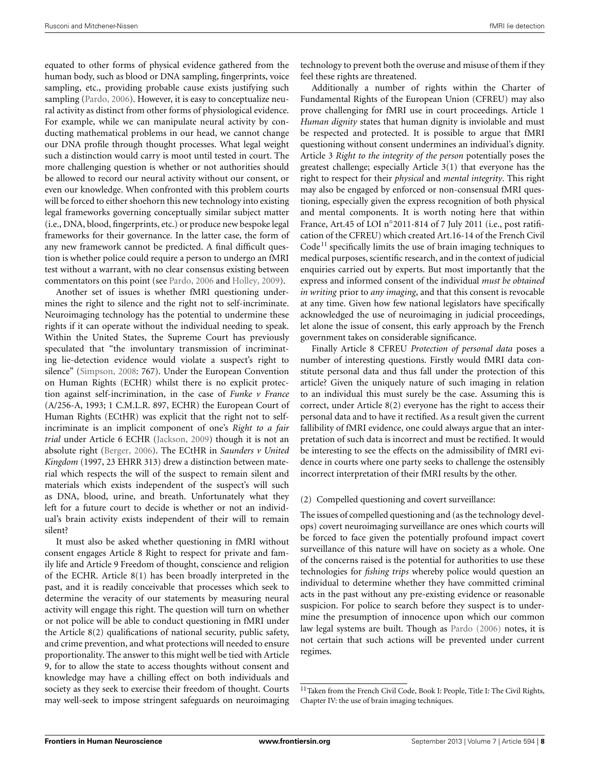equated to other forms of physical evidence gathered from the human body, such as blood or DNA sampling, fingerprints, voice sampling, etc., providing probable cause exists justifying such sampling (Pardo, 2006). However, it is easy to conceptualize neural activity as distinct from other forms of physiological evidence. For example, while we can manipulate neural activity by conducting mathematical problems in our head, we cannot change our DNA profile through thought processes. What legal weight such a distinction would carry is moot until tested in court. The more challenging question is whether or not authorities should be allowed to record our neural activity without our consent, or even our knowledge. When confronted with this problem courts will be forced to either shoehorn this new technology into existing legal frameworks governing conceptually similar subject matter (i.e., DNA, blood, fingerprints, etc.) or produce new bespoke legal frameworks for their governance. In the latter case, the form of any new framework cannot be predicted. A final difficult question is whether police could require a person to undergo an fMRI test without a warrant, with no clear consensus existing between commentators on this point (see Pardo, 2006 and Holley, 2009).

Another set of issues is whether fMRI questioning undermines the right to silence and the right not to self-incriminate. Neuroimaging technology has the potential to undermine these rights if it can operate without the individual needing to speak. Within the United States, the Supreme Court has previously speculated that "the involuntary transmission of incriminating lie-detection evidence would violate a suspect's right to silence" (Simpson, 2008: 767). Under the European Convention on Human Rights (ECHR) whilst there is no explicit protection against self-incrimination, in the case of *Funke v France* (A/256-A, 1993; 1 C.M.L.R. 897, ECHR) the European Court of Human Rights (ECtHR) was explicit that the right not to self-incriminate is an implicit component of one's *Right to a fair trial* under Article 6 ECHR (Jackson, 2009) though it is not an absolute right (Berger, 2006). The ECtHR in *Saunders v United Kingdom* (1997, 23 EHRR 313) drew a distinction between material which respects the will of the suspect to remain silent and materials which exists independent of the suspect's will such as DNA, blood, urine, and breath. Unfortunately what they left for a future court to decide is whether or not an individual's brain activity exists independent of their will to remain silent?

It must also be asked whether questioning in fMRI without consent engages Article 8 Right to respect for private and family life and Article 9 Freedom of thought, conscience and religion of the ECHR. Article 8(1) has been broadly interpreted in the past, and it is readily conceivable that processes which seek to determine the veracity of our statements by measuring neural activity will engage this right. The question will turn on whether or not police will be able to conduct questioning in fMRI under the Article 8(2) qualifications of national security, public safety, and crime prevention, and what protections will needed to ensure proportionality. The answer to this might well be tied with Article 9, for to allow the state to access thoughts without consent and knowledge may have a chilling effect on both individuals and society as they seek to exercise their freedom of thought. Courts may well-seek to impose stringent safeguards on neuroimaging technology to prevent both the overuse and misuse of them if they feel these rights are threatened.

Additionally a number of rights within the Charter of Fundamental Rights of the European Union (CFREU) may also prove challenging for fMRI use in court proceedings. Article 1 *Human dignity* states that human dignity is inviolable and must be respected and protected. It is possible to argue that fMRI questioning without consent undermines an individual's dignity. Article 3 *Right to the integrity of the person* potentially poses the greatest challenge; especially Article 3(1) that everyone has the right to respect for their *physical* and *mental integrity*. This right may also be engaged by enforced or non-consensual fMRI questioning, especially given the express recognition of both physical and mental components. It is worth noting here that within France, Art.45 of LOI n°2011-814 of 7 July 2011 (i.e., post ratification of the CFREU) which created Art.16-14 of the French Civil Code[11] specifically limits the use of brain imaging techniques to medical purposes, scientific research, and in the context of judicial enquiries carried out by experts. But most importantly that the express and informed consent of the individual *must be obtained in writing* prior to *any imaging*, and that this consent is revocable at any time. Given how few national legislators have specifically acknowledged the use of neuroimaging in judicial proceedings, let alone the issue of consent, this early approach by the French government takes on considerable significance.

Finally Article 8 CFREU *Protection of personal data* poses a number of interesting questions. Firstly would fMRI data constitute personal data and thus fall under the protection of this article? Given the uniquely nature of such imaging in relation to an individual this must surely be the case. Assuming this is correct, under Article 8(2) everyone has the right to access their personal data and to have it rectified. As a result given the current fallibility of fMRI evidence, one could always argue that an interpretation of such data is incorrect and must be rectified. It would be interesting to see the effects on the admissibility of fMRI evidence in courts where one party seeks to challenge the ostensibly incorrect interpretation of their fMRI results by the other.

(2) Compelled questioning and covert surveillance:

The issues of compelled questioning and (as the technology develops) covert neuroimaging surveillance are ones which courts will be forced to face given the potentially profound impact covert surveillance of this nature will have on society as a whole. One of the concerns raised is the potential for authorities to use these technologies for *fishing trips* whereby police would question an individual to determine whether they have committed criminal acts in the past without any pre-existing evidence or reasonable suspicion. For police to search before they suspect is to undermine the presumption of innocence upon which our common law legal systems are built. Though as Pardo (2006) notes, it is not certain that such actions will be prevented under current regimes.

[11] Taken from the French Civil Code, Book I: People, Title I: The Civil Rights, Chapter IV: the use of brain imaging techniques.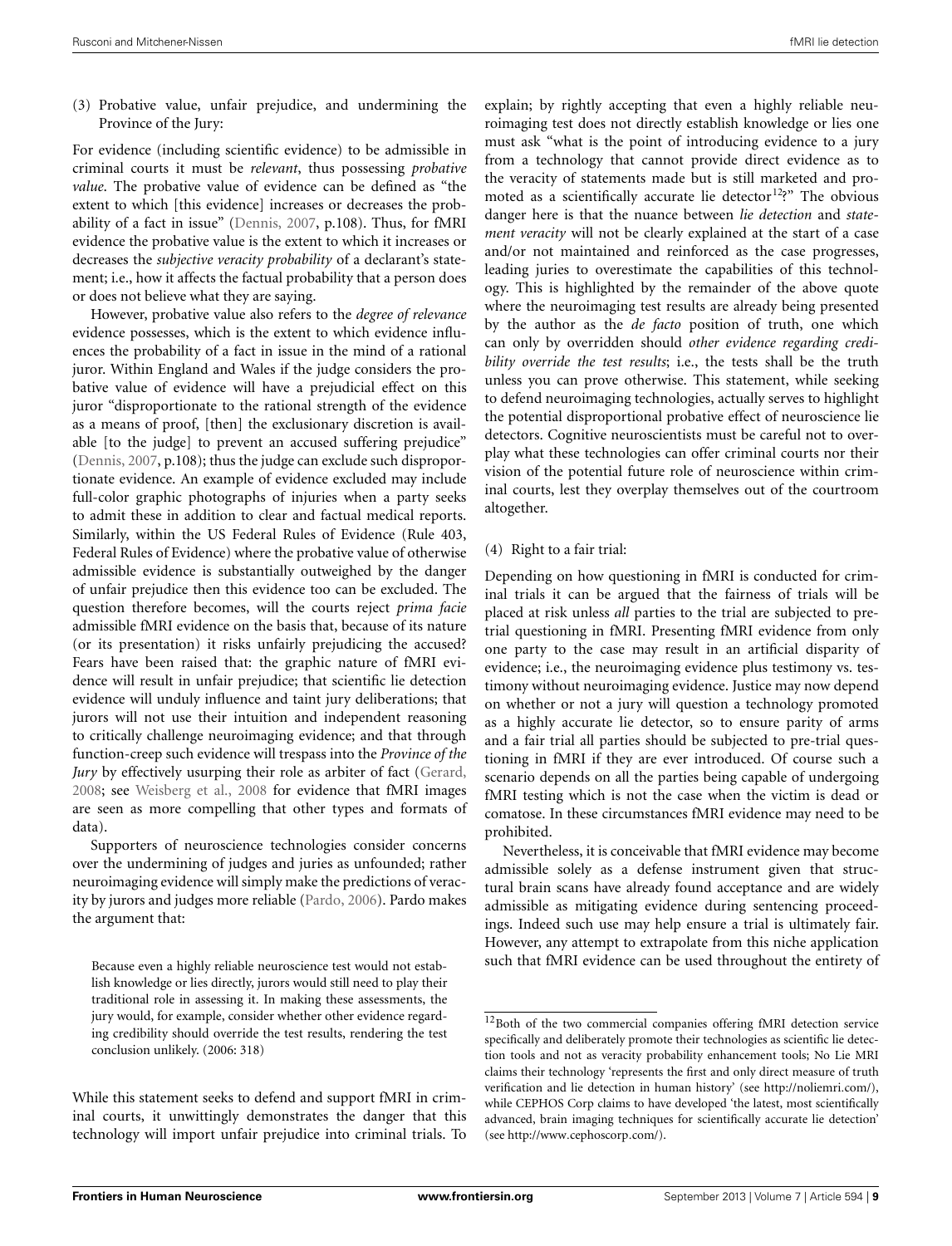(3) Probative value, unfair prejudice, and undermining the Province of the Jury:

For evidence (including scientific evidence) to be admissible in criminal courts it must be *relevant*, thus possessing *probative value*. The probative value of evidence can be defined as "the extent to which [this evidence] increases or decreases the probability of a fact in issue" (Dennis, 2007, p.108). Thus, for fMRI evidence the probative value is the extent to which it increases or decreases the *subjective veracity probability* of a declarant's statement; i.e., how it affects the factual probability that a person does or does not believe what they are saying.

However, probative value also refers to the *degree of relevance* evidence possesses, which is the extent to which evidence influences the probability of a fact in issue in the mind of a rational juror. Within England and Wales if the judge considers the probative value of evidence will have a prejudicial effect on this juror "disproportionate to the rational strength of the evidence as a means of proof, [then] the exclusionary discretion is available [to the judge] to prevent an accused suffering prejudice" (Dennis, 2007, p.108); thus the judge can exclude such disproportionate evidence. An example of evidence excluded may include full-color graphic photographs of injuries when a party seeks to admit these in addition to clear and factual medical reports. Similarly, within the US Federal Rules of Evidence (Rule 403, Federal Rules of Evidence) where the probative value of otherwise admissible evidence is substantially outweighed by the danger of unfair prejudice then this evidence too can be excluded. The question therefore becomes, will the courts reject *prima facie* admissible fMRI evidence on the basis that, because of its nature (or its presentation) it risks unfairly prejudicing the accused? Fears have been raised that: the graphic nature of fMRI evidence will result in unfair prejudice; that scientific lie detection evidence will unduly influence and taint jury deliberations; that jurors will not use their intuition and independent reasoning to critically challenge neuroimaging evidence; and that through function-creep such evidence will trespass into the *Province of the Jury* by effectively usurping their role as arbiter of fact (Gerard, 2008; see Weisberg et al., 2008 for evidence that fMRI images are seen as more compelling that other types and formats of data).

Supporters of neuroscience technologies consider concerns over the undermining of judges and juries as unfounded; rather neuroimaging evidence will simply make the predictions of veracity by jurors and judges more reliable (Pardo, 2006). Pardo makes the argument that:

> Because even a highly reliable neuroscience test would not establish knowledge or lies directly, jurors would still need to play their traditional role in assessing it. In making these assessments, the jury would, for example, consider whether other evidence regarding credibility should override the test results, rendering the test conclusion unlikely. (2006: 318)

While this statement seeks to defend and support fMRI in criminal courts, it unwittingly demonstrates the danger that this technology will import unfair prejudice into criminal trials. To explain; by rightly accepting that even a highly reliable neuroimaging test does not directly establish knowledge or lies one must ask "what is the point of introducing evidence to a jury from a technology that cannot provide direct evidence as to the veracity of statements made but is still marketed and promoted as a scientifically accurate lie detector[12]?" The obvious danger here is that the nuance between *lie detection* and *statement veracity* will not be clearly explained at the start of a case and/or not maintained and reinforced as the case progresses, leading juries to overestimate the capabilities of this technology. This is highlighted by the remainder of the above quote where the neuroimaging test results are already being presented by the author as the *de facto* position of truth, one which can only by overridden should *other evidence regarding credibility override the test results*; i.e., the tests shall be the truth unless you can prove otherwise. This statement, while seeking to defend neuroimaging technologies, actually serves to highlight the potential disproportional probative effect of neuroscience lie detectors. Cognitive neuroscientists must be careful not to overplay what these technologies can offer criminal courts nor their vision of the potential future role of neuroscience within criminal courts, lest they overplay themselves out of the courtroom altogether.

(4) Right to a fair trial:

Depending on how questioning in fMRI is conducted for criminal trials it can be argued that the fairness of trials will be placed at risk unless *all* parties to the trial are subjected to pre-trial questioning in fMRI. Presenting fMRI evidence from only one party to the case may result in an artificial disparity of evidence; i.e., the neuroimaging evidence plus testimony vs. testimony without neuroimaging evidence. Justice may now depend on whether or not a jury will question a technology promoted as a highly accurate lie detector, so to ensure parity of arms and a fair trial all parties should be subjected to pre-trial questioning in fMRI if they are ever introduced. Of course such a scenario depends on all the parties being capable of undergoing fMRI testing which is not the case when the victim is dead or comatose. In these circumstances fMRI evidence may need to be prohibited.

Nevertheless, it is conceivable that fMRI evidence may become admissible solely as a defense instrument given that structural brain scans have already found acceptance and are widely admissible as mitigating evidence during sentencing proceedings. Indeed such use may help ensure a trial is ultimately fair. However, any attempt to extrapolate from this niche application such that fMRI evidence can be used throughout the entirety of

[12] Both of the two commercial companies offering fMRI detection service specifically and deliberately promote their technologies as scientific lie detection tools and not as veracity probability enhancement tools; No Lie MRI claims their technology 'represents the first and only direct measure of truth verification and lie detection in human history' (see http://noliemri.com/), while CEPHOS Corp claims to have developed 'the latest, most scientifically advanced, brain imaging techniques for scientifically accurate lie detection' (see http://www.cephoscorp.com/).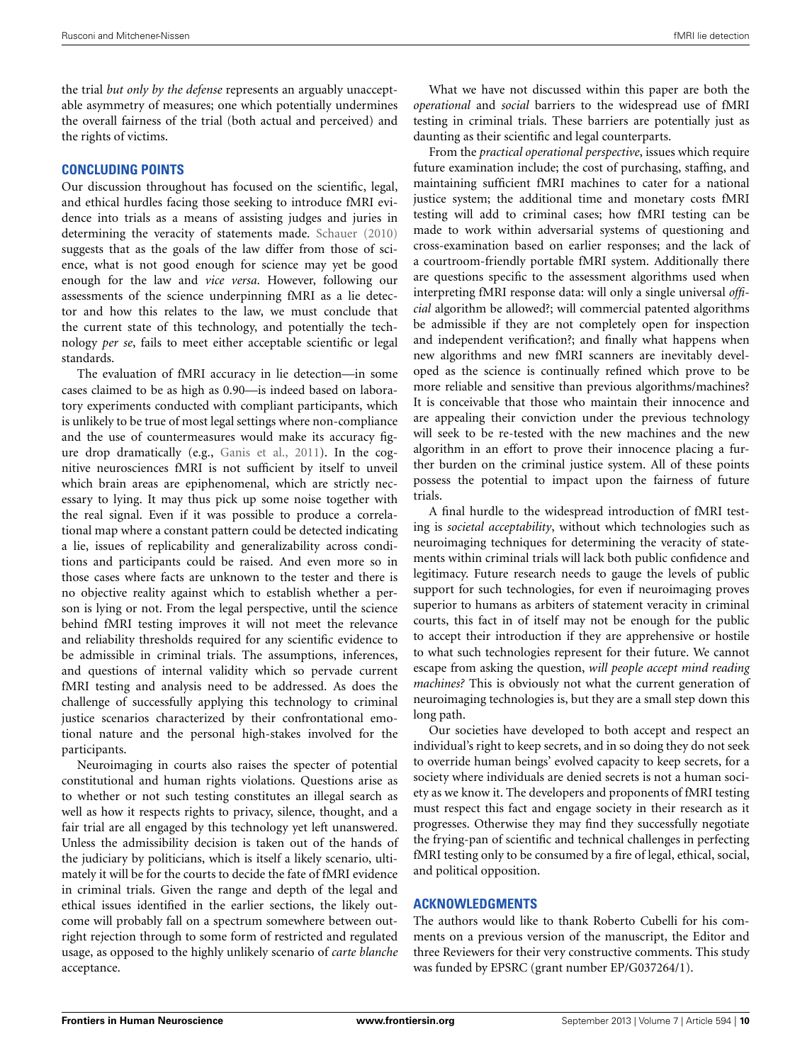the trial *but only by the defense* represents an arguably unacceptable asymmetry of measures; one which potentially undermines the overall fairness of the trial (both actual and perceived) and the rights of victims.

## CONCLUDING POINTS

Our discussion throughout has focused on the scientific, legal, and ethical hurdles facing those seeking to introduce fMRI evidence into trials as a means of assisting judges and juries in determining the veracity of statements made. Schauer (2010) suggests that as the goals of the law differ from those of science, what is not good enough for science may yet be good enough for the law and *vice versa*. However, following our assessments of the science underpinning fMRI as a lie detector and how this relates to the law, we must conclude that the current state of this technology, and potentially the technology *per se*, fails to meet either acceptable scientific or legal standards.

The evaluation of fMRI accuracy in lie detection—in some cases claimed to be as high as 0.90—is indeed based on laboratory experiments conducted with compliant participants, which is unlikely to be true of most legal settings where non-compliance and the use of countermeasures would make its accuracy figure drop dramatically (e.g., Ganis et al., 2011). In the cognitive neurosciences fMRI is not sufficient by itself to unveil which brain areas are epiphenomenal, which are strictly necessary to lying. It may thus pick up some noise together with the real signal. Even if it was possible to produce a correlational map where a constant pattern could be detected indicating a lie, issues of replicability and generalizability across conditions and participants could be raised. And even more so in those cases where facts are unknown to the tester and there is no objective reality against which to establish whether a person is lying or not. From the legal perspective, until the science behind fMRI testing improves it will not meet the relevance and reliability thresholds required for any scientific evidence to be admissible in criminal trials. The assumptions, inferences, and questions of internal validity which so pervade current fMRI testing and analysis need to be addressed. As does the challenge of successfully applying this technology to criminal justice scenarios characterized by their confrontational emotional nature and the personal high-stakes involved for the participants.

Neuroimaging in courts also raises the specter of potential constitutional and human rights violations. Questions arise as to whether or not such testing constitutes an illegal search as well as how it respects rights to privacy, silence, thought, and a fair trial are all engaged by this technology yet left unanswered. Unless the admissibility decision is taken out of the hands of the judiciary by politicians, which is itself a likely scenario, ultimately it will be for the courts to decide the fate of fMRI evidence in criminal trials. Given the range and depth of the legal and ethical issues identified in the earlier sections, the likely outcome will probably fall on a spectrum somewhere between outright rejection through to some form of restricted and regulated usage, as opposed to the highly unlikely scenario of *carte blanche* acceptance.

What we have not discussed within this paper are both the *operational* and *social* barriers to the widespread use of fMRI testing in criminal trials. These barriers are potentially just as daunting as their scientific and legal counterparts.

From the *practical operational perspective*, issues which require future examination include; the cost of purchasing, staffing, and maintaining sufficient fMRI machines to cater for a national justice system; the additional time and monetary costs fMRI testing will add to criminal cases; how fMRI testing can be made to work within adversarial systems of questioning and cross-examination based on earlier responses; and the lack of a courtroom-friendly portable fMRI system. Additionally there are questions specific to the assessment algorithms used when interpreting fMRI response data: will only a single universal *official* algorithm be allowed?; will commercial patented algorithms be admissible if they are not completely open for inspection and independent verification?; and finally what happens when new algorithms and new fMRI scanners are inevitably developed as the science is continually refined which prove to be more reliable and sensitive than previous algorithms/machines? It is conceivable that those who maintain their innocence and are appealing their conviction under the previous technology will seek to be re-tested with the new machines and the new algorithm in an effort to prove their innocence placing a further burden on the criminal justice system. All of these points possess the potential to impact upon the fairness of future trials.

A final hurdle to the widespread introduction of fMRI testing is *societal acceptability*, without which technologies such as neuroimaging techniques for determining the veracity of statements within criminal trials will lack both public confidence and legitimacy. Future research needs to gauge the levels of public support for such technologies, for even if neuroimaging proves superior to humans as arbiters of statement veracity in criminal courts, this fact in of itself may not be enough for the public to accept their introduction if they are apprehensive or hostile to what such technologies represent for their future. We cannot escape from asking the question, *will people accept mind reading machines?* This is obviously not what the current generation of neuroimaging technologies is, but they are a small step down this long path.

Our societies have developed to both accept and respect an individual's right to keep secrets, and in so doing they do not seek to override human beings' evolved capacity to keep secrets, for a society where individuals are denied secrets is not a human society as we know it. The developers and proponents of fMRI testing must respect this fact and engage society in their research as it progresses. Otherwise they may find they successfully negotiate the frying-pan of scientific and technical challenges in perfecting fMRI testing only to be consumed by a fire of legal, ethical, social, and political opposition.

## ACKNOWLEDGMENTS

The authors would like to thank Roberto Cubelli for his comments on a previous version of the manuscript, the Editor and three Reviewers for their very constructive comments. This study was funded by EPSRC (grant number EP/G037264/1).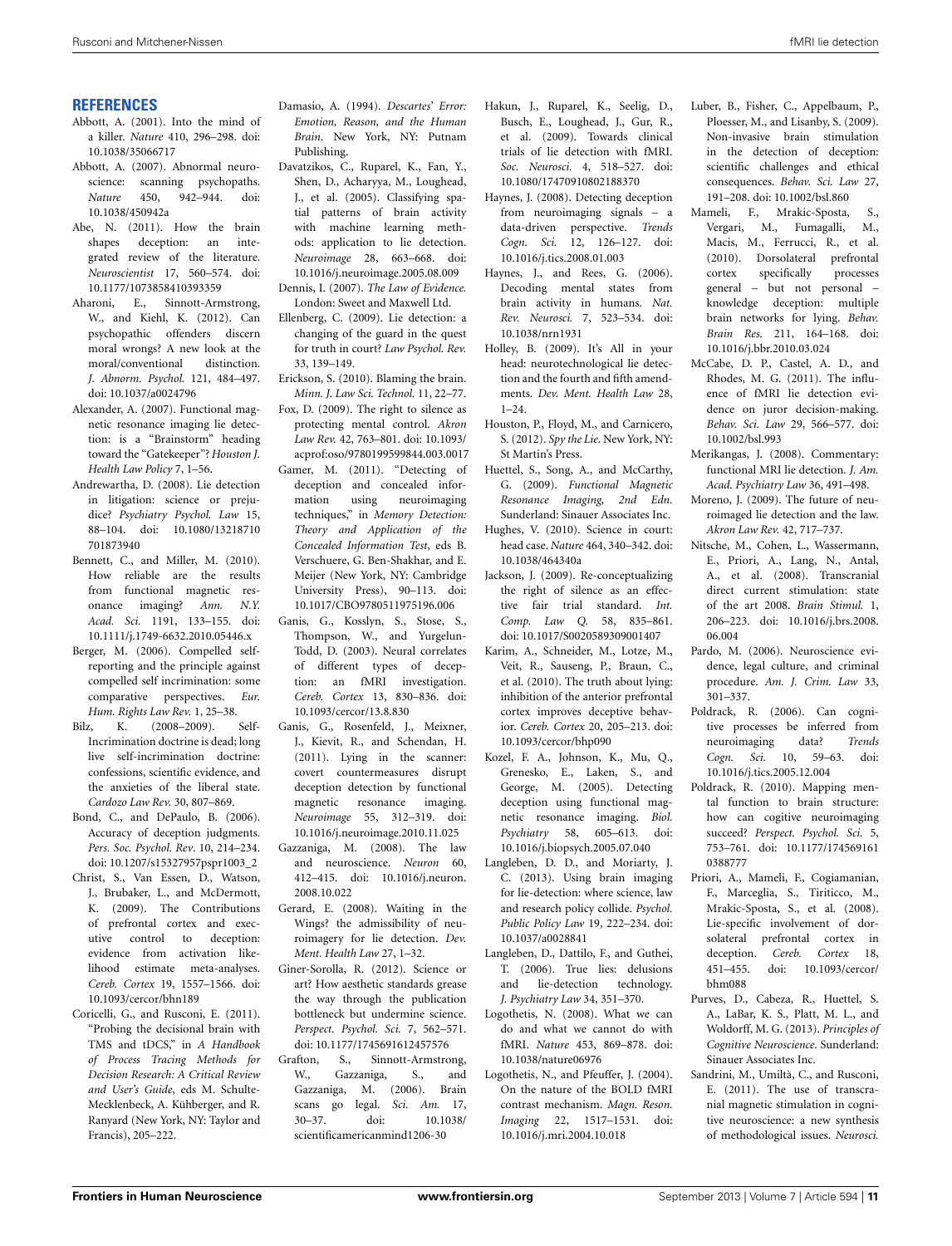## REFERENCES

Abbott, A. (2001). Into the mind of a killer. *Nature* 410, 296–298. doi: 10.1038/35066717

Abbott, A. (2007). Abnormal neuroscience: scanning psychopaths. *Nature* 450, 942–944. doi: 10.1038/450942a

Abe, N. (2011). How the brain shapes deception: an integrated review of the literature. *Neuroscientist* 17, 560–574. doi: 10.1177/1073858410393359

Aharoni, E., Sinnott-Armstrong, W., and Kiehl, K. (2012). Can psychopathic offenders discern moral wrongs? A new look at the moral/conventional distinction. *J. Abnorm. Psychol.* 121, 484–497. doi: 10.1037/a0024796

Alexander, A. (2007). Functional magnetic resonance imaging lie detection: is a "Brainstorm" heading toward the "Gatekeeper"? *Houston J. Health Law Policy* 7, 1–56.

Andrewartha, D. (2008). Lie detection in litigation: science or prejudice? *Psychiatry Psychol. Law* 15, 88–104. doi: 10.1080/13218710701873940

Bennett, C., and Miller, M. (2010). How reliable are the results from functional magnetic resonance imaging? *Ann. N.Y. Acad. Sci.* 1191, 133–155. doi: 10.1111/j.1749-6632.2010.05446.x

Berger, M. (2006). Compelled self-reporting and the principle against compelled self incrimination: some comparative perspectives. *Eur. Hum. Rights Law Rev.* 1, 25–38.

Bilz, K. (2008–2009). Self-Incrimination doctrine is dead; long live self-incrimination doctrine: confessions, scientific evidence, and the anxieties of the liberal state. *Cardozo Law Rev.* 30, 807–869.

Bond, C., and DePaulo, B. (2006). Accuracy of deception judgments. *Pers. Soc. Psychol. Rev*. 10, 214–234. doi: 10.1207/s15327957pspr1003_2

Christ, S., Van Essen, D., Watson, J., Brubaker, L., and McDermott, K. (2009). The Contributions of prefrontal cortex and executive control to deception: evidence from activation likelihood estimate meta-analyses. *Cereb. Cortex* 19, 1557–1566. doi: 10.1093/cercor/bhn189

Coricelli, G., and Rusconi, E. (2011). "Probing the decisional brain with TMS and tDCS," in *A Handbook of Process Tracing Methods for Decision Research: A Critical Review and User's Guide*, eds M. Schulte-Mecklenbeck, A. Kühberger, and R. Ranyard (New York, NY: Taylor and Francis), 205–222.

Damasio, A. (1994). *Descartes' Error: Emotion, Reason, and the Human Brain*. New York, NY: Putnam Publishing.

Davatzikos, C., Ruparel, K., Fan, Y., Shen, D., Acharyya, M., Loughead, J., et al. (2005). Classifying spatial patterns of brain activity with machine learning methods: application to lie detection. *Neuroimage* 28, 663–668. doi: 10.1016/j.neuroimage.2005.08.009

Dennis, I. (2007). *The Law of Evidence.* London: Sweet and Maxwell Ltd.

Ellenberg, C. (2009). Lie detection: a changing of the guard in the quest for truth in court? *Law Psychol. Rev.* 33, 139–149.

Erickson, S. (2010). Blaming the brain. *Minn. J. Law Sci. Technol.* 11, 22–77.

Fox, D. (2009). The right to silence as protecting mental control. *Akron Law Rev.* 42, 763–801. doi: 10.1093/acprof:oso/9780199599844.003.0017

Gamer, M. (2011). "Detecting of deception and concealed information using neuroimaging techniques," in *Memory Detection: Theory and Application of the Concealed Information Test*, eds B. Verschuere, G. Ben-Shakhar, and E. Meijer (New York, NY: Cambridge University Press), 90–113. doi: 10.1017/CBO9780511975196.006

Ganis, G., Kosslyn, S., Stose, S., Thompson, W., and Yurgelun-Todd, D. (2003). Neural correlates of different types of deception: an fMRI investigation. *Cereb. Cortex* 13, 830–836. doi: 10.1093/cercor/13.8.830

Ganis, G., Rosenfeld, J., Meixner, J., Kievit, R., and Schendan, H. (2011). Lying in the scanner: covert countermeasures disrupt deception detection by functional magnetic resonance imaging. *Neuroimage* 55, 312–319. doi: 10.1016/j.neuroimage.2010.11.025

Gazzaniga, M. (2008). The law and neuroscience. *Neuron* 60, 412–415. doi: 10.1016/j.neuron.2008.10.022

Gerard, E. (2008). Waiting in the Wings? the admissibility of neuroimagery for lie detection. *Dev. Ment. Health Law* 27, 1–32.

Giner-Sorolla, R. (2012). Science or art? How aesthetic standards grease the way through the publication bottleneck but undermine science. *Perspect. Psychol. Sci.* 7, 562–571. doi: 10.1177/1745691612457576

Grafton, S., Sinnott-Armstrong, W., Gazzaniga, S., and Gazzaniga, M. (2006). Brain scans go legal. *Sci. Am.* 17, 30–37. doi: 10.1038/scientificamericanmind1206-30

Hakun, J., Ruparel, K., Seelig, D., Busch, E., Loughead, J., Gur, R., et al. (2009). Towards clinical trials of lie detection with fMRI. *Soc. Neurosci.* 4, 518–527. doi: 10.1080/17470910802188370

Haynes, J. (2008). Detecting deception from neuroimaging signals – a data-driven perspective. *Trends Cogn. Sci.* 12, 126–127. doi: 10.1016/j.tics.2008.01.003

Haynes, J., and Rees, G. (2006). Decoding mental states from brain activity in humans. *Nat. Rev. Neurosci.* 7, 523–534. doi: 10.1038/nrn1931

Holley, B. (2009). It's All in your head: neurotechnological lie detection and the fourth and fifth amendments. *Dev. Ment. Health Law* 28, 1–24.

Houston, P., Floyd, M., and Carnicero, S. (2012). *Spy the Lie*. New York, NY: St Martin's Press.

Huettel, S., Song, A., and McCarthy, G. (2009). *Functional Magnetic Resonance Imaging, 2nd Edn.* Sunderland: Sinauer Associates Inc.

Hughes, V. (2010). Science in court: head case. *Nature* 464, 340–342. doi: 10.1038/464340a

Jackson, J. (2009). Re-conceptualizing the right of silence as an effective fair trial standard. *Int. Comp. Law Q.* 58, 835–861. doi: 10.1017/S0020589309001407

Karim, A., Schneider, M., Lotze, M., Veit, R., Sauseng, P., Braun, C., et al. (2010). The truth about lying: inhibition of the anterior prefrontal cortex improves deceptive behavior. *Cereb. Cortex* 20, 205–213. doi: 10.1093/cercor/bhp090

Kozel, F. A., Johnson, K., Mu, Q., Grenesko, E., Laken, S., and George, M. (2005). Detecting deception using functional magnetic resonance imaging. *Biol. Psychiatry* 58, 605–613. doi: 10.1016/j.biopsych.2005.07.040

Langleben, D. D., and Moriarty, J. C. (2013). Using brain imaging for lie-detection: where science, law and research policy collide. *Psychol. Public Policy Law* 19, 222–234. doi: 10.1037/a0028841

Langleben, D., Dattilo, F., and Guthei, T. (2006). True lies: delusions and lie-detection technology. *J. Psychiatry Law* 34, 351–370.

Logothetis, N. (2008). What we can do and what we cannot do with fMRI. *Nature* 453, 869–878. doi: 10.1038/nature06976

Logothetis, N., and Pfeuffer, J. (2004). On the nature of the BOLD fMRI contrast mechanism. *Magn. Reson. Imaging* 22, 1517–1531. doi: 10.1016/j.mri.2004.10.018

Luber, B., Fisher, C., Appelbaum, P., Ploesser, M., and Lisanby, S. (2009). Non-invasive brain stimulation in the detection of deception: scientific challenges and ethical consequences. *Behav. Sci. Law* 27, 191–208. doi: 10.1002/bsl.860

Mameli, F., Mrakic-Sposta, S., Vergari, M., Fumagalli, M., Macis, M., Ferrucci, R., et al. (2010). Dorsolateral prefrontal cortex specifically processes general – but not personal – knowledge deception: multiple brain networks for lying. *Behav. Brain Res.* 211, 164–168. doi: 10.1016/j.bbr.2010.03.024

McCabe, D. P., Castel, A. D., and Rhodes, M. G. (2011). The influence of fMRI lie detection evidence on juror decision-making. *Behav. Sci. Law* 29, 566–577. doi: 10.1002/bsl.993

Merikangas, J. (2008). Commentary: functional MRI lie detection. *J. Am. Acad. Psychiatry Law* 36, 491–498.

Moreno, J. (2009). The future of neuroimaged lie detection and the law. *Akron Law Rev.* 42, 717–737.

Nitsche, M., Cohen, L., Wassermann, E., Priori, A., Lang, N., Antal, A., et al. (2008). Transcranial direct current stimulation: state of the art 2008. *Brain Stimul.* 1, 206–223. doi: 10.1016/j.brs.2008.06.004

Pardo, M. (2006). Neuroscience evidence, legal culture, and criminal procedure. *Am. J. Crim. Law* 33, 301–337.

Poldrack, R. (2006). Can cognitive processes be inferred from neuroimaging data? *Trends Cogn. Sci.* 10, 59–63. doi: 10.1016/j.tics.2005.12.004

Poldrack, R. (2010). Mapping mental function to brain structure: how can cognitive neuroimaging succeed? *Perspect. Psychol. Sci.* 5, 753–761. doi: 10.1177/1745691610388777

Priori, A., Mameli, F., Cogiamanian, F., Marceglia, S., Tiriticco, M., Mrakic-Sposta, S., et al. (2008). Lie-specific involvement of dorsolateral prefrontal cortex in deception. *Cereb. Cortex* 18, 451–455. doi: 10.1093/cercor/bhm088

Purves, D., Cabeza, R., Huettel, S. A., LaBar, K. S., Platt, M. L., and Woldorff, M. G. (2013). *Principles of Cognitive Neuroscience*. Sunderland: Sinauer Associates Inc.

Sandrini, M., Umiltà, C., and Rusconi, E. (2011). The use of transcranial magnetic stimulation in cognitive neuroscience: a new synthesis of methodological issues. *Neurosci.*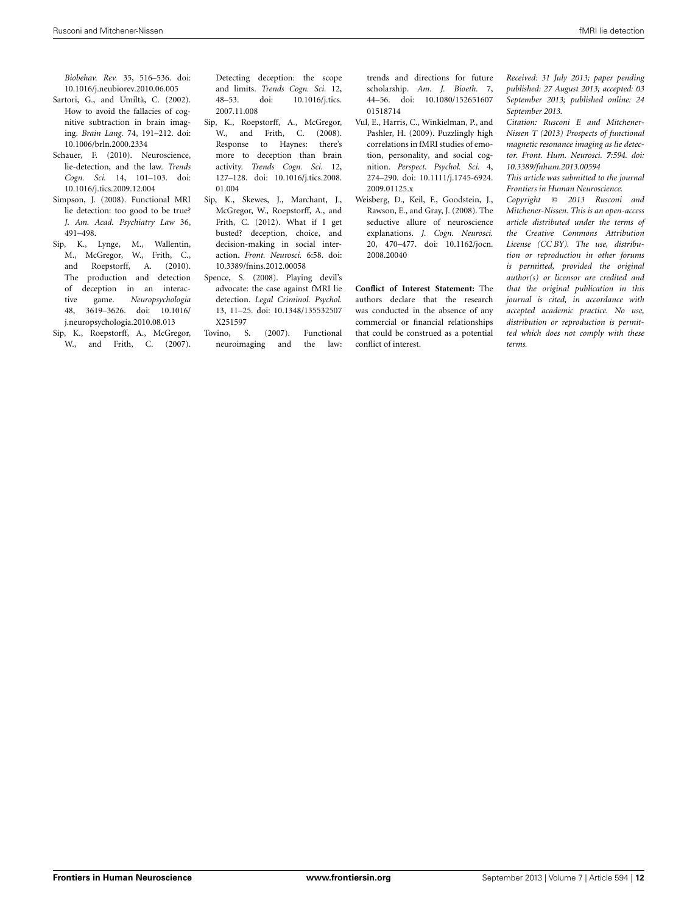*Biobehav. Rev.* 35, 516–536. doi: 10.1016/j.neubiorev.2010.06.005

Sartori, G., and Umiltà, C. (2002). How to avoid the fallacies of cognitive subtraction in brain imaging. *Brain Lang.* 74, 191–212. doi: 10.1006/brln.2000.2334

Schauer, F. (2010). Neuroscience, lie-detection, and the law. *Trends Cogn. Sci.* 14, 101–103. doi: 10.1016/j.tics.2009.12.004

Simpson, J. (2008). Functional MRI lie detection: too good to be true? *J. Am. Acad. Psychiatry Law* 36, 491–498.

Sip, K., Lynge, M., Wallentin, M., McGregor, W., Frith, C., and Roepstorff, A. (2010). The production and detection of deception in an interactive game. *Neuropsychologia* 48, 3619–3626. doi: 10.1016/j.neuropsychologia.2010.08.013

Sip, K., Roepstorff, A., McGregor, W., and Frith, C. (2007). Detecting deception: the scope and limits. *Trends Cogn. Sci.* 12, 48–53. doi: 10.1016/j.tics.2007.11.008

Sip, K., Roepstorff, A., McGregor, W., and Frith, C. (2008). Response to Haynes: there's more to deception than brain activity. *Trends Cogn. Sci.* 12, 127–128. doi: 10.1016/j.tics.2008.01.004

Sip, K., Skewes, J., Marchant, J., McGregor, W., Roepstorff, A., and Frith, C. (2012). What if I get busted? deception, choice, and decision-making in social interaction. *Front. Neurosci.* 6:58. doi: 10.3389/fnins.2012.00058

Spence, S. (2008). Playing devil's advocate: the case against fMRI lie detection. *Legal Criminol. Psychol.* 13, 11–25. doi: 10.1348/135532507X251597

Tovino, S. (2007). Functional neuroimaging and the law: trends and directions for future scholarship. *Am. J. Bioeth.* 7, 44–56. doi: 10.1080/15265160701518714

Vul, E., Harris, C., Winkielman, P., and Pashler, H. (2009). Puzzlingly high correlations in fMRI studies of emotion, personality, and social cognition. *Perspect. Psychol. Sci.* 4, 274–290. doi: 10.1111/j.1745-6924.2009.01125.x

Weisberg, D., Keil, F., Goodstein, J., Rawson, E., and Gray, J. (2008). The seductive allure of neuroscience explanations. *J. Cogn. Neurosci.* 20, 470–477. doi: 10.1162/jocn.2008.20040

**Conflict of Interest Statement:** The authors declare that the research was conducted in the absence of any commercial or financial relationships that could be construed as a potential conflict of interest.

*Received: 31 July 2013; paper pending published: 27 August 2013; accepted: 03 September 2013; published online: 24 September 2013.*

*Citation: Rusconi E and Mitchener-Nissen T (2013) Prospects of functional magnetic resonance imaging as lie detector. Front. Hum. Neurosci. **7**:594. doi: 10.3389/fnhum.2013.00594*

*This article was submitted to the journal Frontiers in Human Neuroscience.*

*Copyright © 2013 Rusconi and Mitchener-Nissen. This is an open-access article distributed under the terms of the Creative Commons Attribution License (CC BY). The use, distribution or reproduction in other forums is permitted, provided the original author(s) or licensor are credited and that the original publication in this journal is cited, in accordance with accepted academic practice. No use, distribution or reproduction is permitted which does not comply with these terms.*